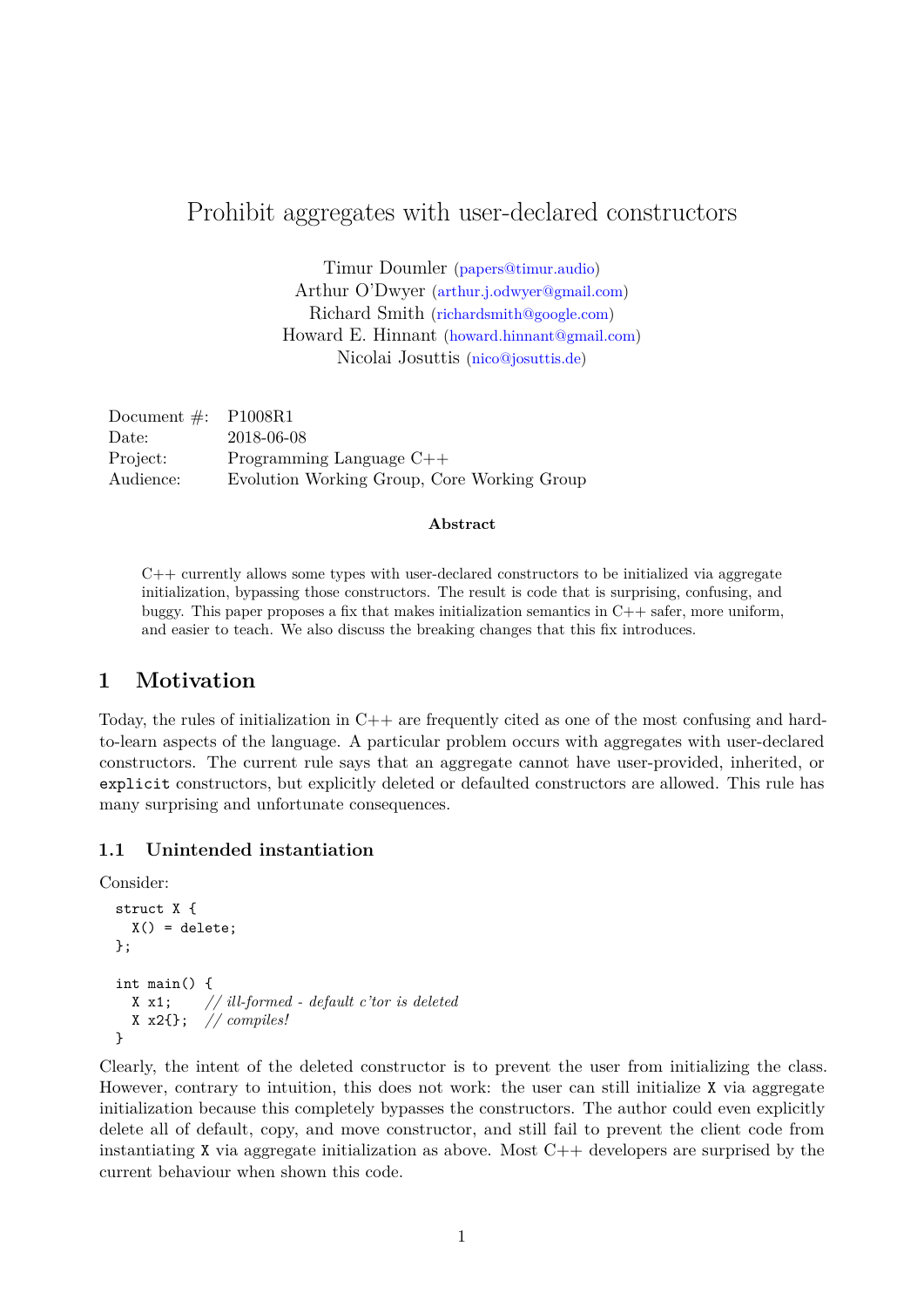# Prohibit aggregates with user-declared constructors

Timur Doumler (papers@timur.audio)
Arthur O'Dwyer (arthur.j.odwyer@gmail.com)
Richard Smith (richardsmith@google.com)
Howard E. Hinnant (howard.hinnant@gmail.com)
Nicolai Josuttis (nico@josuttis.de)

| | |
|---|---|
| Document #: | P1008R1 |
| Date: | 2018-06-08 |
| Project: | Programming Language C++ |
| Audience: | Evolution Working Group, Core Working Group |

**Abstract**

C++ currently allows some types with user-declared constructors to be initialized via aggregate initialization, bypassing those constructors. The result is code that is surprising, confusing, and buggy. This paper proposes a fix that makes initialization semantics in C++ safer, more uniform, and easier to teach. We also discuss the breaking changes that this fix introduces.

## 1 Motivation

Today, the rules of initialization in C++ are frequently cited as one of the most confusing and hard-to-learn aspects of the language. A particular problem occurs with aggregates with user-declared constructors. The current rule says that an aggregate cannot have user-provided, inherited, or `explicit` constructors, but explicitly deleted or defaulted constructors are allowed. This rule has many surprising and unfortunate consequences.

### 1.1 Unintended instantiation

Consider:

```
struct X {
  X() = delete;
};

int main() {
  X x1;    // ill-formed - default c'tor is deleted
  X x2{};  // compiles!
}
```

Clearly, the intent of the deleted constructor is to prevent the user from initializing the class. However, contrary to intuition, this does not work: the user can still initialize `X` via aggregate initialization because this completely bypasses the constructors. The author could even explicitly delete all of default, copy, and move constructor, and still fail to prevent the client code from instantiating `X` via aggregate initialization as above. Most C++ developers are surprised by the current behaviour when shown this code.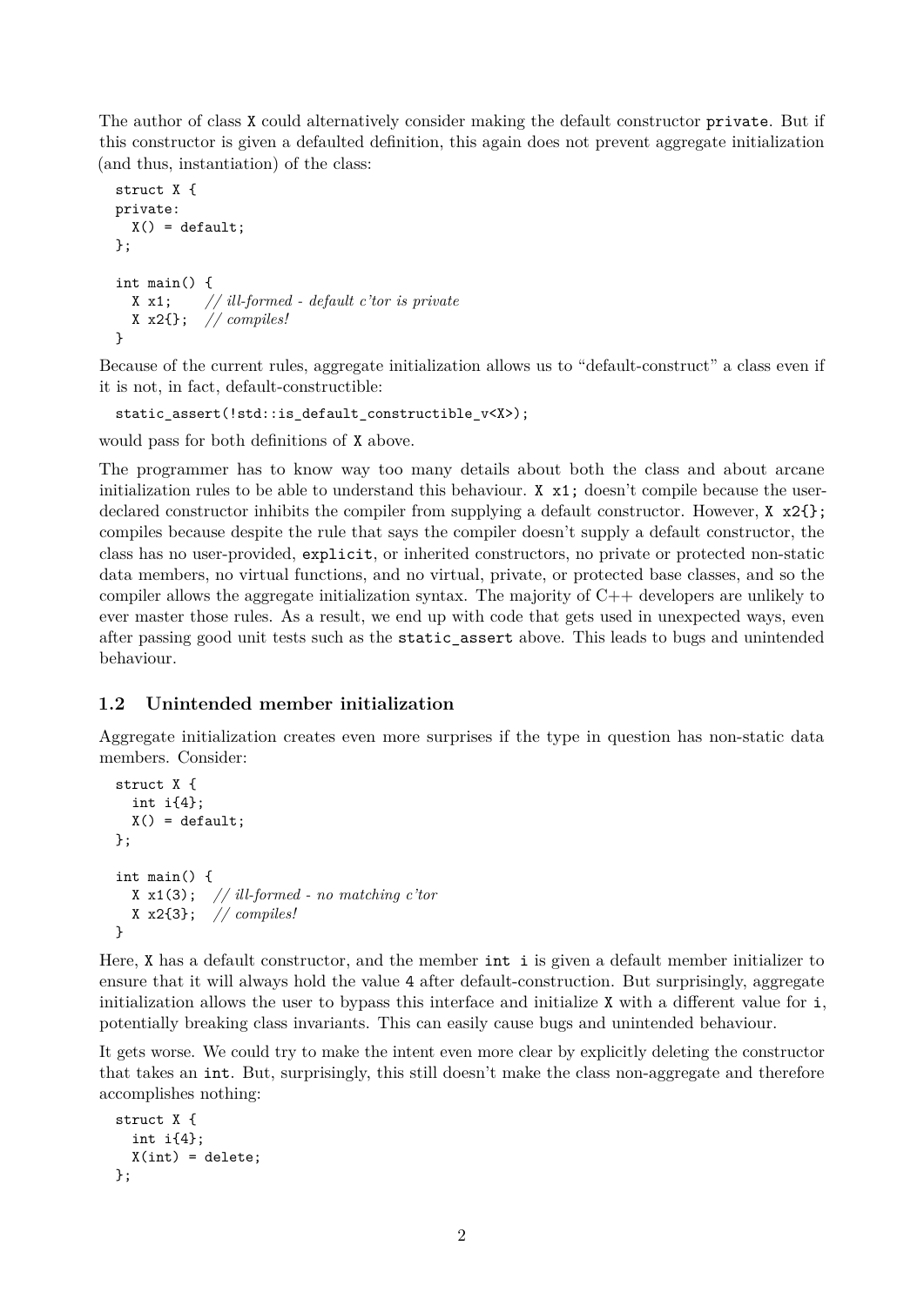The author of class `X` could alternatively consider making the default constructor `private`. But if this constructor is given a defaulted definition, this again does not prevent aggregate initialization (and thus, instantiation) of the class:

```
struct X {
private:
  X() = default;
};

int main() {
  X x1;     // ill-formed - default c'tor is private
  X x2{};   // compiles!
}
```

Because of the current rules, aggregate initialization allows us to "default-construct" a class even if it is not, in fact, default-constructible:

```
static_assert(!std::is_default_constructible_v<X>);
```

would pass for both definitions of `X` above.

The programmer has to know way too many details about both the class and about arcane initialization rules to be able to understand this behaviour. `X x1;` doesn't compile because the user-declared constructor inhibits the compiler from supplying a default constructor. However, `X x2{};` compiles because despite the rule that says the compiler doesn't supply a default constructor, the class has no user-provided, `explicit`, or inherited constructors, no private or protected non-static data members, no virtual functions, and no virtual, private, or protected base classes, and so the compiler allows the aggregate initialization syntax. The majority of C++ developers are unlikely to ever master those rules. As a result, we end up with code that gets used in unexpected ways, even after passing good unit tests such as the `static_assert` above. This leads to bugs and unintended behaviour.

### 1.2 Unintended member initialization

Aggregate initialization creates even more surprises if the type in question has non-static data members. Consider:

```
struct X {
  int i{4};
  X() = default;
};

int main() {
  X x1(3);   // ill-formed - no matching c'tor
  X x2{3};   // compiles!
}
```

Here, `X` has a default constructor, and the member `int i` is given a default member initializer to ensure that it will always hold the value `4` after default-construction. But surprisingly, aggregate initialization allows the user to bypass this interface and initialize `X` with a different value for `i`, potentially breaking class invariants. This can easily cause bugs and unintended behaviour.

It gets worse. We could try to make the intent even more clear by explicitly deleting the constructor that takes an `int`. But, surprisingly, this still doesn't make the class non-aggregate and therefore accomplishes nothing:

```
struct X {
  int i{4};
  X(int) = delete;
};
```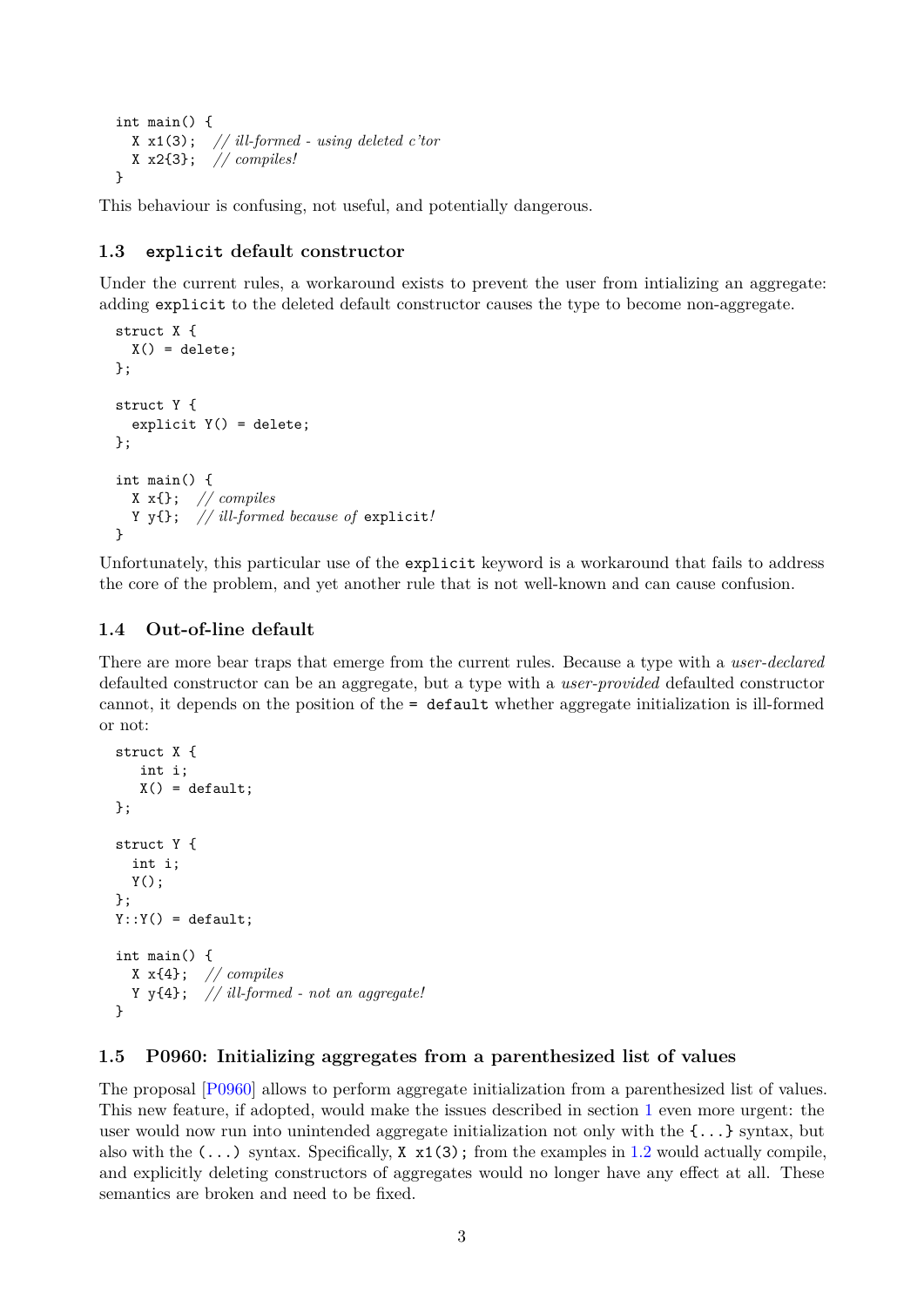```
int main() {
  X x1(3);  // ill-formed - using deleted c'tor
  X x2{3};  // compiles!
}
```

This behaviour is confusing, not useful, and potentially dangerous.

### 1.3 `explicit` default constructor

Under the current rules, a workaround exists to prevent the user from intializing an aggregate: adding `explicit` to the deleted default constructor causes the type to become non-aggregate.

```
struct X {
  X() = delete;
};

struct Y {
  explicit Y() = delete;
};

int main() {
  X x{};  // compiles
  Y y{};  // ill-formed because of explicit!
}
```

Unfortunately, this particular use of the `explicit` keyword is a workaround that fails to address the core of the problem, and yet another rule that is not well-known and can cause confusion.

### 1.4 Out-of-line default

There are more bear traps that emerge from the current rules. Because a type with a *user-declared* defaulted constructor can be an aggregate, but a type with a *user-provided* defaulted constructor cannot, it depends on the position of the `= default` whether aggregate initialization is ill-formed or not:

```
struct X {
   int i;
   X() = default;
};

struct Y {
  int i;
  Y();
};
Y::Y() = default;

int main() {
  X x{4};  // compiles
  Y y{4};  // ill-formed - not an aggregate!
}
```

### 1.5 P0960: Initializing aggregates from a parenthesized list of values

The proposal [P0960] allows to perform aggregate initialization from a parenthesized list of values. This new feature, if adopted, would make the issues described in section 1 even more urgent: the user would now run into unintended aggregate initialization not only with the `{...}` syntax, but also with the `(...)` syntax. Specifically, `X x1(3);` from the examples in 1.2 would actually compile, and explicitly deleting constructors of aggregates would no longer have any effect at all. These semantics are broken and need to be fixed.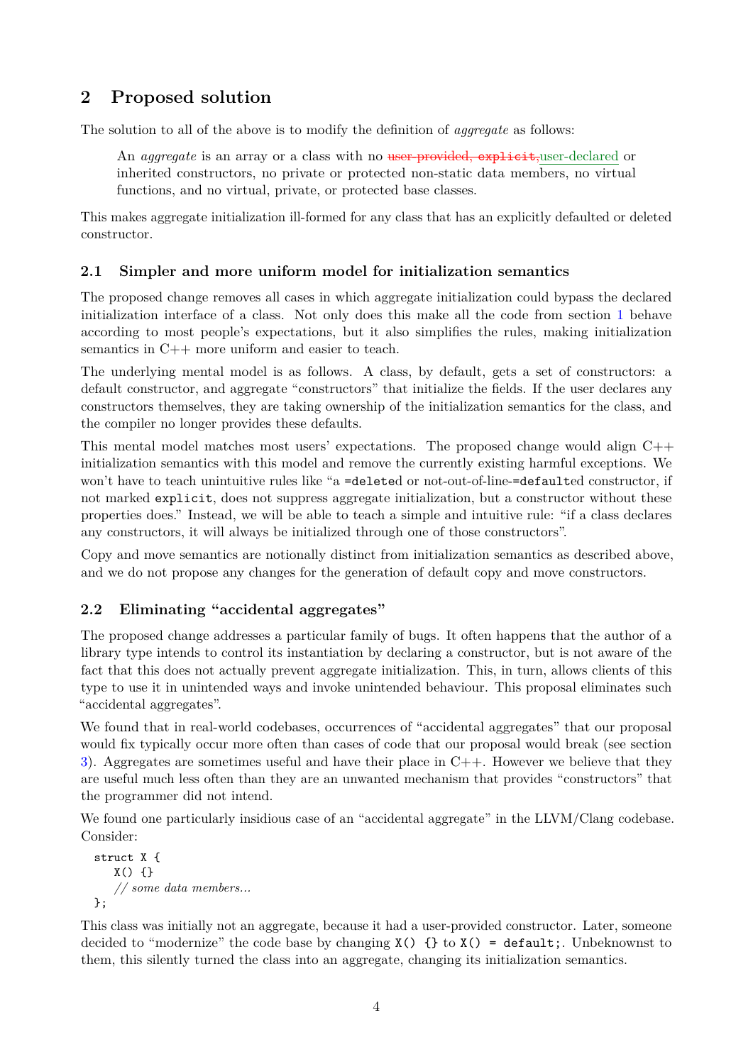## 2 Proposed solution

The solution to all of the above is to modify the definition of *aggregate* as follows:

> An *aggregate* is an array or a class with no ~~user-provided, `explicit`,~~ user-declared or inherited constructors, no private or protected non-static data members, no virtual functions, and no virtual, private, or protected base classes.

This makes aggregate initialization ill-formed for any class that has an explicitly defaulted or deleted constructor.

### 2.1 Simpler and more uniform model for initialization semantics

The proposed change removes all cases in which aggregate initialization could bypass the declared initialization interface of a class. Not only does this make all the code from section 1 behave according to most people's expectations, but it also simplifies the rules, making initialization semantics in C++ more uniform and easier to teach.

The underlying mental model is as follows. A class, by default, gets a set of constructors: a default constructor, and aggregate "constructors" that initialize the fields. If the user declares any constructors themselves, they are taking ownership of the initialization semantics for the class, and the compiler no longer provides these defaults.

This mental model matches most users' expectations. The proposed change would align C++ initialization semantics with this model and remove the currently existing harmful exceptions. We won't have to teach unintuitive rules like "a `=delete`d or not-out-of-line-`=default`ed constructor, if not marked `explicit`, does not suppress aggregate initialization, but a constructor without these properties does." Instead, we will be able to teach a simple and intuitive rule: "if a class declares any constructors, it will always be initialized through one of those constructors".

Copy and move semantics are notionally distinct from initialization semantics as described above, and we do not propose any changes for the generation of default copy and move constructors.

### 2.2 Eliminating "accidental aggregates"

The proposed change addresses a particular family of bugs. It often happens that the author of a library type intends to control its instantiation by declaring a constructor, but is not aware of the fact that this does not actually prevent aggregate initialization. This, in turn, allows clients of this type to use it in unintended ways and invoke unintended behaviour. This proposal eliminates such "accidental aggregates".

We found that in real-world codebases, occurrences of "accidental aggregates" that our proposal would fix typically occur more often than cases of code that our proposal would break (see section 3). Aggregates are sometimes useful and have their place in C++. However we believe that they are useful much less often than they are an unwanted mechanism that provides "constructors" that the programmer did not intend.

We found one particularly insidious case of an "accidental aggregate" in the LLVM/Clang codebase. Consider:

```
struct X {
   X() {}
   // some data members...
};
```

This class was initially not an aggregate, because it had a user-provided constructor. Later, someone decided to "modernize" the code base by changing `X() {}` to `X() = default;`. Unbeknownst to them, this silently turned the class into an aggregate, changing its initialization semantics.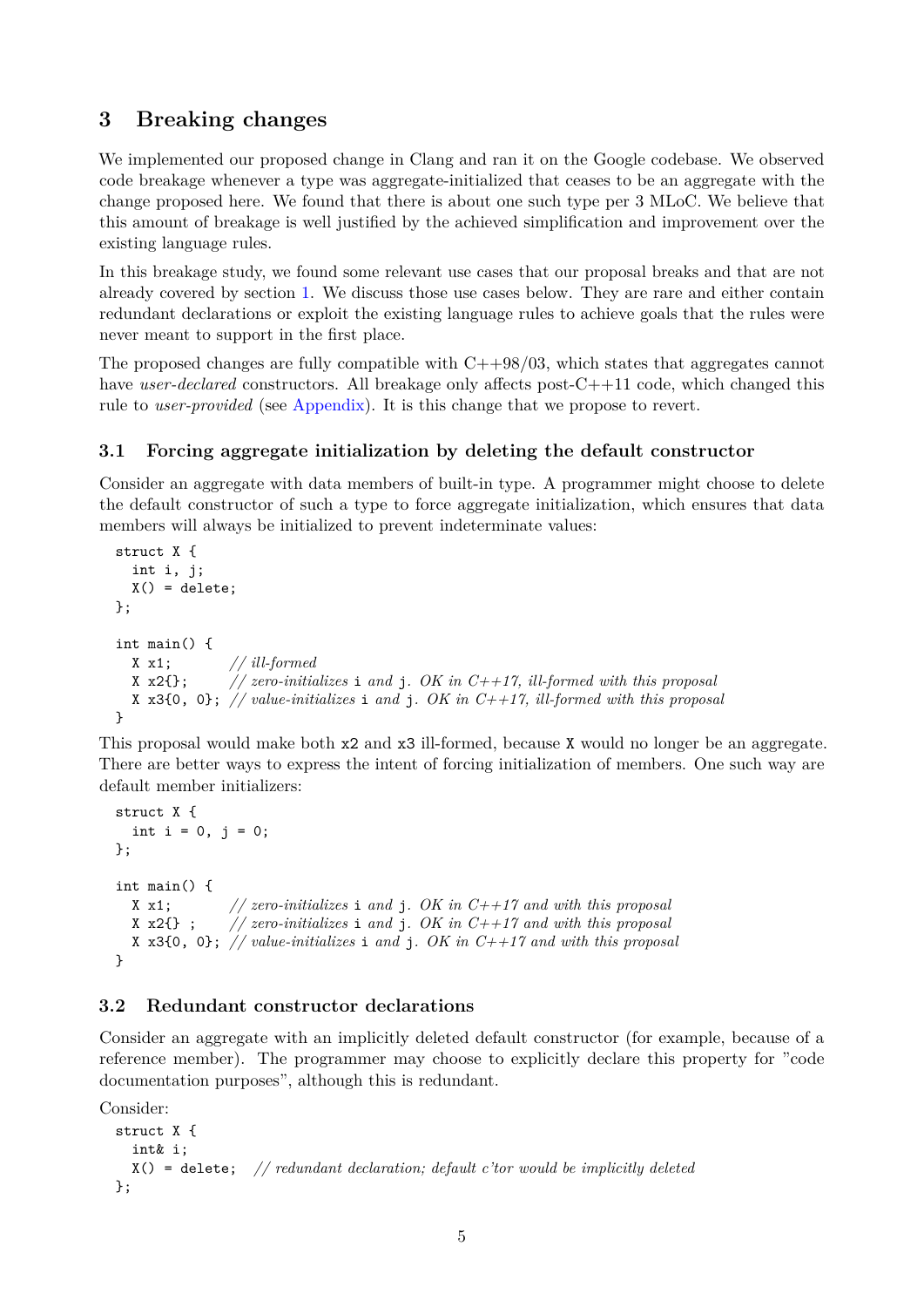## 3 Breaking changes

We implemented our proposed change in Clang and ran it on the Google codebase. We observed code breakage whenever a type was aggregate-initialized that ceases to be an aggregate with the change proposed here. We found that there is about one such type per 3 MLoC. We believe that this amount of breakage is well justified by the achieved simplification and improvement over the existing language rules.

In this breakage study, we found some relevant use cases that our proposal breaks and that are not already covered by section 1. We discuss those use cases below. They are rare and either contain redundant declarations or exploit the existing language rules to achieve goals that the rules were never meant to support in the first place.

The proposed changes are fully compatible with C++98/03, which states that aggregates cannot have *user-declared* constructors. All breakage only affects post-C++11 code, which changed this rule to *user-provided* (see Appendix). It is this change that we propose to revert.

### 3.1 Forcing aggregate initialization by deleting the default constructor

Consider an aggregate with data members of built-in type. A programmer might choose to delete the default constructor of such a type to force aggregate initialization, which ensures that data members will always be initialized to prevent indeterminate values:

```
struct X {
  int i, j;
  X() = delete;
};

int main() {
  X x1;        // ill-formed
  X x2{};      // zero-initializes i and j. OK in C++17, ill-formed with this proposal
  X x3{0, 0}; // value-initializes i and j. OK in C++17, ill-formed with this proposal
}
```

This proposal would make both `x2` and `x3` ill-formed, because `X` would no longer be an aggregate. There are better ways to express the intent of forcing initialization of members. One such way are default member initializers:

```
struct X {
  int i = 0, j = 0;
};

int main() {
  X x1;        // zero-initializes i and j. OK in C++17 and with this proposal
  X x2{} ;     // zero-initializes i and j. OK in C++17 and with this proposal
  X x3{0, 0}; // value-initializes i and j. OK in C++17 and with this proposal
}
```

### 3.2 Redundant constructor declarations

Consider an aggregate with an implicitly deleted default constructor (for example, because of a reference member). The programmer may choose to explicitly declare this property for "code documentation purposes", although this is redundant.

Consider:

```
struct X {
  int& i;
  X() = delete;   // redundant declaration; default c'tor would be implicitly deleted
};
```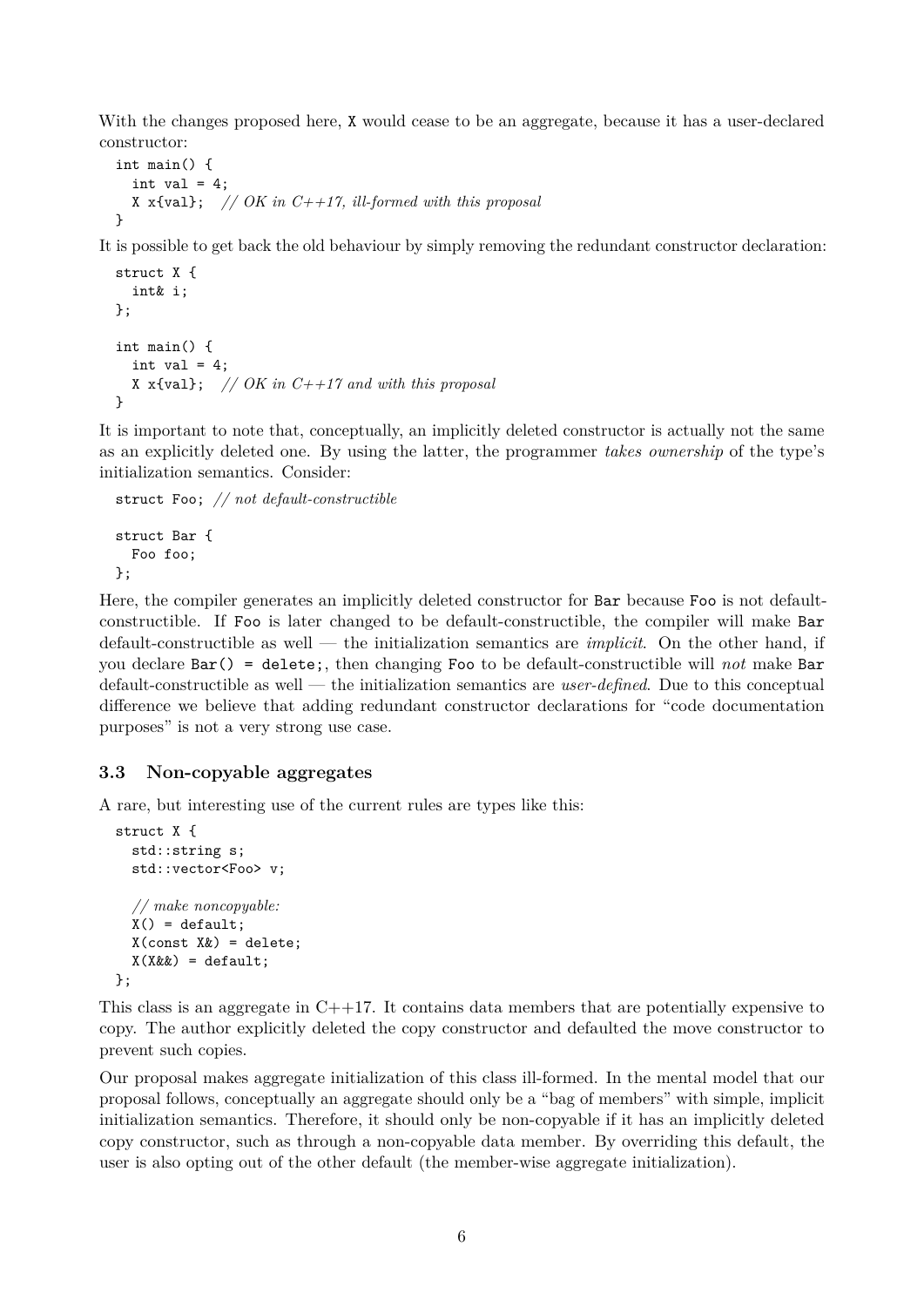With the changes proposed here, X would cease to be an aggregate, because it has a user-declared constructor:

```
int main() {
  int val = 4;
  X x{val};  // OK in C++17, ill-formed with this proposal
}
```

It is possible to get back the old behaviour by simply removing the redundant constructor declaration:

```
struct X {
  int& i;
};

int main() {
  int val = 4;
  X x{val};  // OK in C++17 and with this proposal
}
```

It is important to note that, conceptually, an implicitly deleted constructor is actually not the same as an explicitly deleted one. By using the latter, the programmer *takes ownership* of the type's initialization semantics. Consider:

```
struct Foo; // not default-constructible

struct Bar {
  Foo foo;
};
```

Here, the compiler generates an implicitly deleted constructor for Bar because Foo is not default-constructible. If Foo is later changed to be default-constructible, the compiler will make Bar default-constructible as well — the initialization semantics are *implicit*. On the other hand, if you declare `Bar() = delete;`, then changing Foo to be default-constructible will *not* make Bar default-constructible as well — the initialization semantics are *user-defined*. Due to this conceptual difference we believe that adding redundant constructor declarations for "code documentation purposes" is not a very strong use case.

### 3.3 Non-copyable aggregates

A rare, but interesting use of the current rules are types like this:

```
struct X {
  std::string s;
  std::vector<Foo> v;

  // make noncopyable:
  X() = default;
  X(const X&) = delete;
  X(X&&) = default;
};
```

This class is an aggregate in C++17. It contains data members that are potentially expensive to copy. The author explicitly deleted the copy constructor and defaulted the move constructor to prevent such copies.

Our proposal makes aggregate initialization of this class ill-formed. In the mental model that our proposal follows, conceptually an aggregate should only be a "bag of members" with simple, implicit initialization semantics. Therefore, it should only be non-copyable if it has an implicitly deleted copy constructor, such as through a non-copyable data member. By overriding this default, the user is also opting out of the other default (the member-wise aggregate initialization).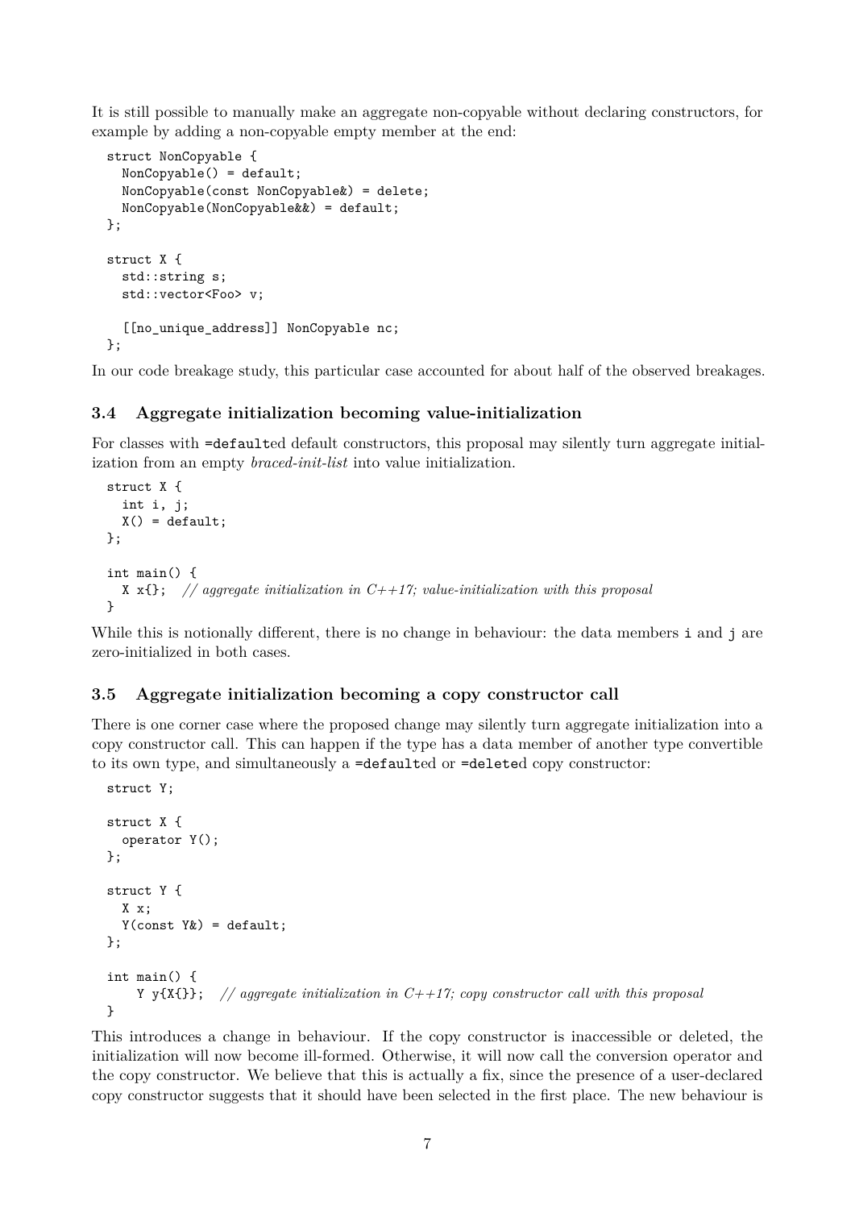It is still possible to manually make an aggregate non-copyable without declaring constructors, for example by adding a non-copyable empty member at the end:

```
struct NonCopyable {
  NonCopyable() = default;
  NonCopyable(const NonCopyable&) = delete;
  NonCopyable(NonCopyable&&) = default;
};

struct X {
  std::string s;
  std::vector<Foo> v;

  [[no_unique_address]] NonCopyable nc;
};
```

In our code breakage study, this particular case accounted for about half of the observed breakages.

### 3.4 Aggregate initialization becoming value-initialization

For classes with `=default`ed default constructors, this proposal may silently turn aggregate initialization from an empty *braced-init-list* into value initialization.

```
struct X {
  int i, j;
  X() = default;
};

int main() {
  X x{};  // aggregate initialization in C++17; value-initialization with this proposal
}
```

While this is notionally different, there is no change in behaviour: the data members `i` and `j` are zero-initialized in both cases.

### 3.5 Aggregate initialization becoming a copy constructor call

There is one corner case where the proposed change may silently turn aggregate initialization into a copy constructor call. This can happen if the type has a data member of another type convertible to its own type, and simultaneously a `=default`ed or `=delete`d copy constructor:

```
struct Y;

struct X {
  operator Y();
};

struct Y {
  X x;
  Y(const Y&) = default;
};

int main() {
    Y y{X{}};  // aggregate initialization in C++17; copy constructor call with this proposal
}
```

This introduces a change in behaviour. If the copy constructor is inaccessible or deleted, the initialization will now become ill-formed. Otherwise, it will now call the conversion operator and the copy constructor. We believe that this is actually a fix, since the presence of a user-declared copy constructor suggests that it should have been selected in the first place. The new behaviour is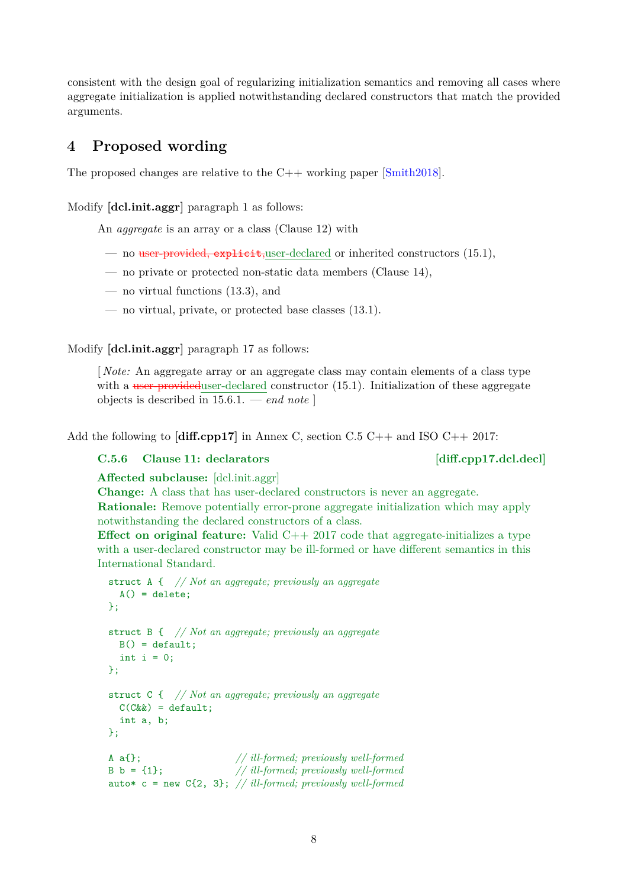consistent with the design goal of regularizing initialization semantics and removing all cases where aggregate initialization is applied notwithstanding declared constructors that match the provided arguments.

## 4 Proposed wording

The proposed changes are relative to the C++ working paper [Smith2018].

Modify **[dcl.init.aggr]** paragraph 1 as follows:

> An *aggregate* is an array or a class (Clause 12) with
>
> — no ~~user-provided, explicit,~~user-declared or inherited constructors (15.1),
>
> — no private or protected non-static data members (Clause 14),
>
> — no virtual functions (13.3), and
>
> — no virtual, private, or protected base classes (13.1).

Modify **[dcl.init.aggr]** paragraph 17 as follows:

> [ *Note:* An aggregate array or an aggregate class may contain elements of a class type with a ~~user-provided~~user-declared constructor (15.1). Initialization of these aggregate objects is described in 15.6.1. — *end note* ]

Add the following to **[diff.cpp17]** in Annex C, section C.5 C++ and ISO C++ 2017:

> **C.5.6 Clause 11: declarators** **[diff.cpp17.dcl.decl]**
>
> **Affected subclause:** [dcl.init.aggr]
> **Change:** A class that has user-declared constructors is never an aggregate.
> **Rationale:** Remove potentially error-prone aggregate initialization which may apply notwithstanding the declared constructors of a class.
> **Effect on original feature:** Valid C++ 2017 code that aggregate-initializes a type with a user-declared constructor may be ill-formed or have different semantics in this International Standard.

```
struct A {  // Not an aggregate; previously an aggregate
  A() = delete;
};

struct B {  // Not an aggregate; previously an aggregate
  B() = default;
  int i = 0;
};

struct C {  // Not an aggregate; previously an aggregate
  C(C&&) = default;
  int a, b;
};

A a{};                   // ill-formed; previously well-formed
B b = {1};               // ill-formed; previously well-formed
auto* c = new C{2, 3};   // ill-formed; previously well-formed
```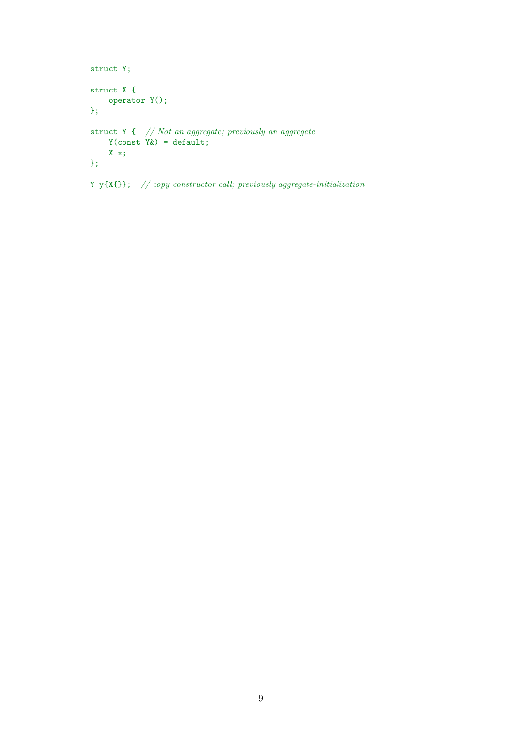```
struct Y;

struct X {
    operator Y();
};

struct Y {  // Not an aggregate; previously an aggregate
    Y(const Y&) = default;
    X x;
};

Y y{X{}};  // copy constructor call; previously aggregate-initialization
```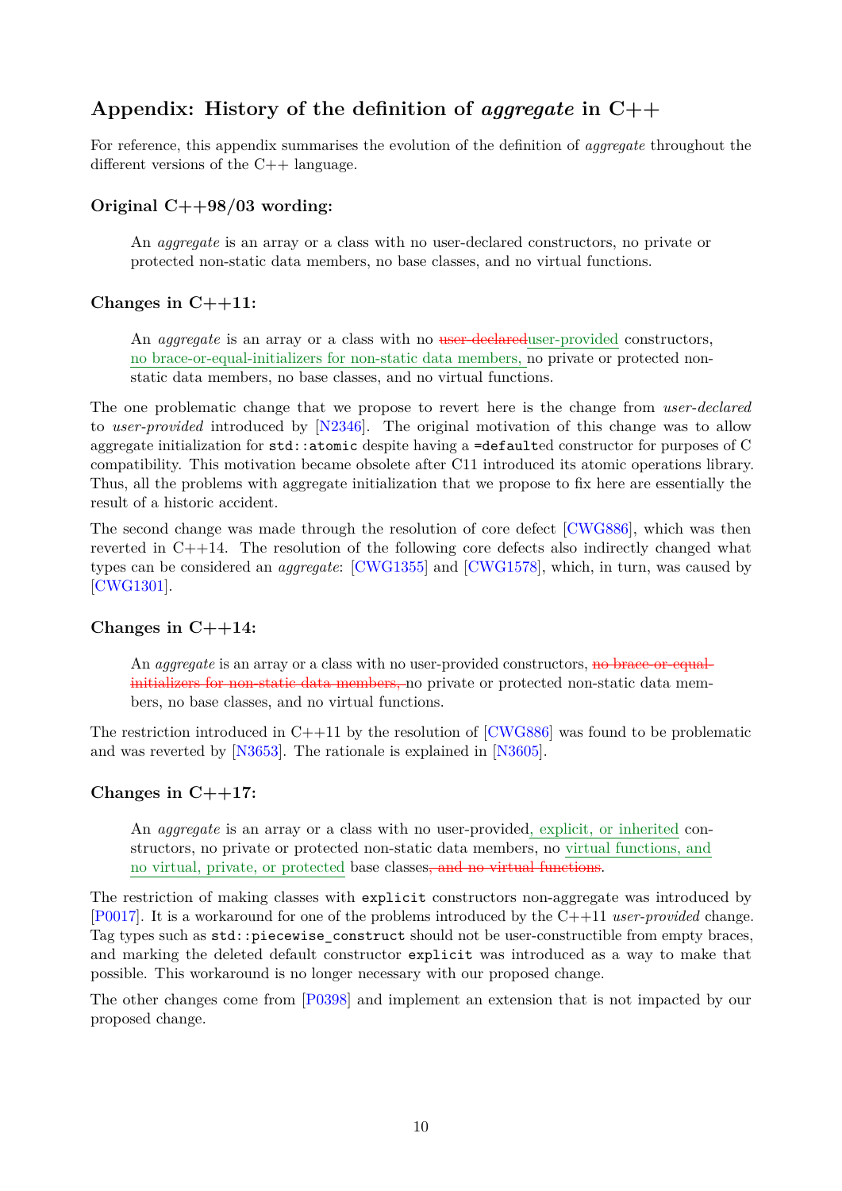## Appendix: History of the definition of *aggregate* in C++

For reference, this appendix summarises the evolution of the definition of *aggregate* throughout the different versions of the C++ language.

### Original C++98/03 wording:

> An *aggregate* is an array or a class with no user-declared constructors, no private or protected non-static data members, no base classes, and no virtual functions.

### Changes in C++11:

> An *aggregate* is an array or a class with no ~~user-declared~~user-provided constructors, no brace-or-equal-initializers for non-static data members, no private or protected non-static data members, no base classes, and no virtual functions.

The one problematic change that we propose to revert here is the change from *user-declared* to *user-provided* introduced by [N2346]. The original motivation of this change was to allow aggregate initialization for `std::atomic` despite having a `=default`ed constructor for purposes of C compatibility. This motivation became obsolete after C11 introduced its atomic operations library. Thus, all the problems with aggregate initialization that we propose to fix here are essentially the result of a historic accident.

The second change was made through the resolution of core defect [CWG886], which was then reverted in C++14. The resolution of the following core defects also indirectly changed what types can be considered an *aggregate*: [CWG1355] and [CWG1578], which, in turn, was caused by [CWG1301].

### Changes in C++14:

> An *aggregate* is an array or a class with no user-provided constructors, ~~no brace-or-equal-initializers for non-static data members,~~ no private or protected non-static data members, no base classes, and no virtual functions.

The restriction introduced in C++11 by the resolution of [CWG886] was found to be problematic and was reverted by [N3653]. The rationale is explained in [N3605].

### Changes in C++17:

> An *aggregate* is an array or a class with no user-provided, explicit, or inherited constructors, no private or protected non-static data members, no virtual functions, and no virtual, private, or protected base classes~~, and no virtual functions~~.

The restriction of making classes with `explicit` constructors non-aggregate was introduced by [P0017]. It is a workaround for one of the problems introduced by the C++11 *user-provided* change. Tag types such as `std::piecewise_construct` should not be user-constructible from empty braces, and marking the deleted default constructor `explicit` was introduced as a way to make that possible. This workaround is no longer necessary with our proposed change.

The other changes come from [P0398] and implement an extension that is not impacted by our proposed change.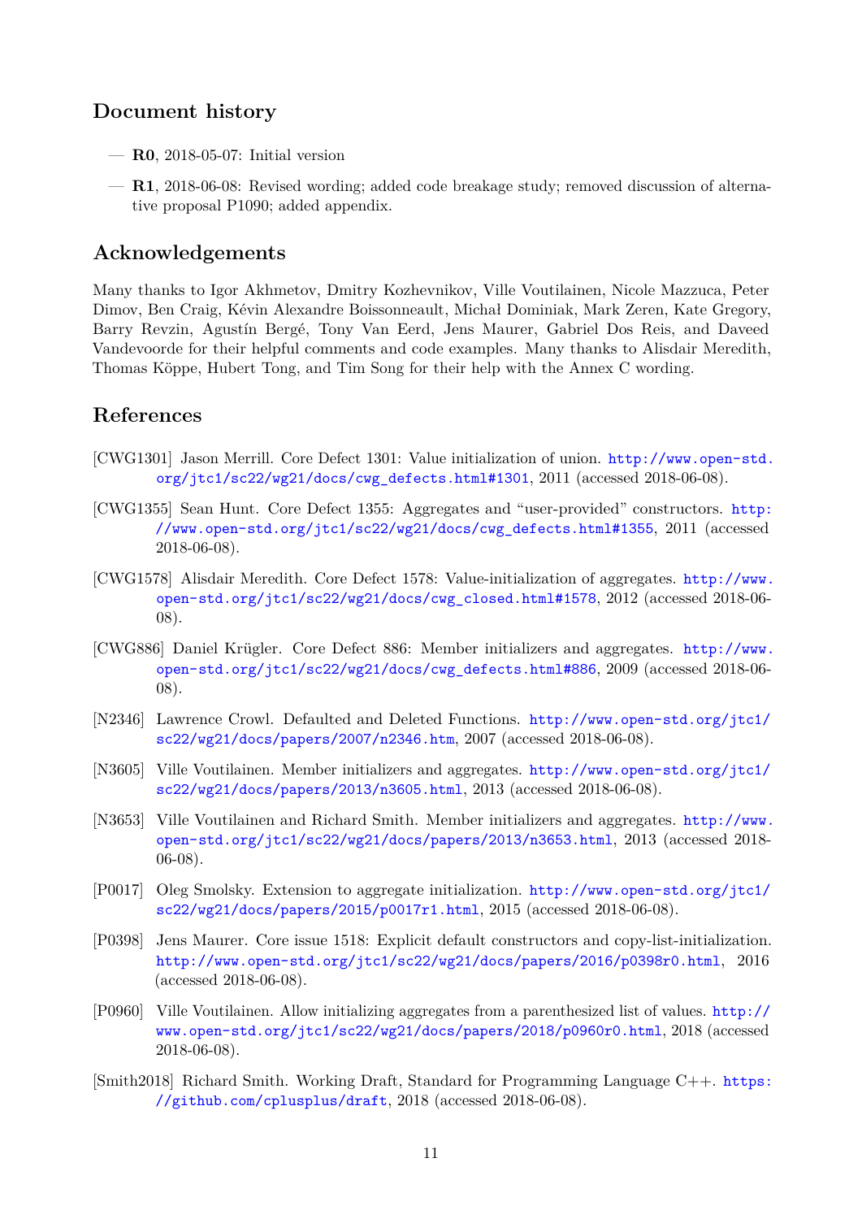## Document history

- **R0**, 2018-05-07: Initial version
- **R1**, 2018-06-08: Revised wording; added code breakage study; removed discussion of alternative proposal P1090; added appendix.

## Acknowledgements

Many thanks to Igor Akhmetov, Dmitry Kozhevnikov, Ville Voutilainen, Nicole Mazzuca, Peter Dimov, Ben Craig, Kévin Alexandre Boissonneault, Michał Dominiak, Mark Zeren, Kate Gregory, Barry Revzin, Agustín Bergé, Tony Van Eerd, Jens Maurer, Gabriel Dos Reis, and Daveed Vandevoorde for their helpful comments and code examples. Many thanks to Alisdair Meredith, Thomas Köppe, Hubert Tong, and Tim Song for their help with the Annex C wording.

## References

[CWG1301] Jason Merrill. Core Defect 1301: Value initialization of union. http://www.open-std.org/jtc1/sc22/wg21/docs/cwg_defects.html#1301, 2011 (accessed 2018-06-08).

[CWG1355] Sean Hunt. Core Defect 1355: Aggregates and "user-provided" constructors. http://www.open-std.org/jtc1/sc22/wg21/docs/cwg_defects.html#1355, 2011 (accessed 2018-06-08).

[CWG1578] Alisdair Meredith. Core Defect 1578: Value-initialization of aggregates. http://www.open-std.org/jtc1/sc22/wg21/docs/cwg_closed.html#1578, 2012 (accessed 2018-06-08).

[CWG886] Daniel Krügler. Core Defect 886: Member initializers and aggregates. http://www.open-std.org/jtc1/sc22/wg21/docs/cwg_defects.html#886, 2009 (accessed 2018-06-08).

[N2346] Lawrence Crowl. Defaulted and Deleted Functions. http://www.open-std.org/jtc1/sc22/wg21/docs/papers/2007/n2346.htm, 2007 (accessed 2018-06-08).

[N3605] Ville Voutilainen. Member initializers and aggregates. http://www.open-std.org/jtc1/sc22/wg21/docs/papers/2013/n3605.html, 2013 (accessed 2018-06-08).

[N3653] Ville Voutilainen and Richard Smith. Member initializers and aggregates. http://www.open-std.org/jtc1/sc22/wg21/docs/papers/2013/n3653.html, 2013 (accessed 2018-06-08).

[P0017] Oleg Smolsky. Extension to aggregate initialization. http://www.open-std.org/jtc1/sc22/wg21/docs/papers/2015/p0017r1.html, 2015 (accessed 2018-06-08).

[P0398] Jens Maurer. Core issue 1518: Explicit default constructors and copy-list-initialization. http://www.open-std.org/jtc1/sc22/wg21/docs/papers/2016/p0398r0.html, 2016 (accessed 2018-06-08).

[P0960] Ville Voutilainen. Allow initializing aggregates from a parenthesized list of values. http://www.open-std.org/jtc1/sc22/wg21/docs/papers/2018/p0960r0.html, 2018 (accessed 2018-06-08).

[Smith2018] Richard Smith. Working Draft, Standard for Programming Language C++. https://github.com/cplusplus/draft, 2018 (accessed 2018-06-08).